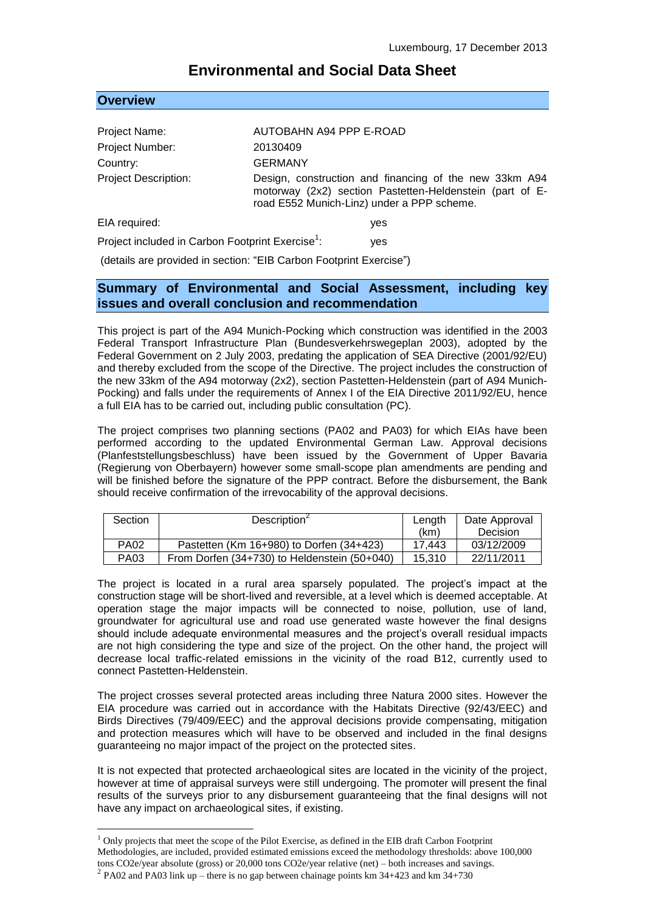Luxembourg, 17 December 2013

# Environmental and Social Data Sheet

## Overview

Project Name: AUTOBAHN A94 PPP E-ROAD

Project Number: 20130409

Country: GERMANY

Project Description: Design, construction and financing of the new 33km A94 motorway (2x2) section Pastetten-Heldenstein (part of E-road E552 Munich-Linz) under a PPP scheme.

EIA required: yes

Project included in Carbon Footprint Exercise[1]: yes

(details are provided in section: "EIB Carbon Footprint Exercise")

## Summary of Environmental and Social Assessment, including key issues and overall conclusion and recommendation

This project is part of the A94 Munich-Pocking which construction was identified in the 2003 Federal Transport Infrastructure Plan (Bundesverkehrswegeplan 2003), adopted by the Federal Government on 2 July 2003, predating the application of SEA Directive (2001/92/EU) and thereby excluded from the scope of the Directive. The project includes the construction of the new 33km of the A94 motorway (2x2), section Pastetten-Heldenstein (part of A94 Munich-Pocking) and falls under the requirements of Annex I of the EIA Directive 2011/92/EU, hence a full EIA has to be carried out, including public consultation (PC).

The project comprises two planning sections (PA02 and PA03) for which EIAs have been performed according to the updated Environmental German Law. Approval decisions (Planfeststellungsbeschluss) have been issued by the Government of Upper Bavaria (Regierung von Oberbayern) however some small-scope plan amendments are pending and will be finished before the signature of the PPP contract. Before the disbursement, the Bank should receive confirmation of the irrevocability of the approval decisions.

| Section | Description[2] | Length (km) | Date Approval Decision |
|---|---|---|---|
| PA02 | Pastetten (Km 16+980) to Dorfen (34+423) | 17,443 | 03/12/2009 |
| PA03 | From Dorfen (34+730) to Heldenstein (50+040) | 15,310 | 22/11/2011 |

The project is located in a rural area sparsely populated. The project's impact at the construction stage will be short-lived and reversible, at a level which is deemed acceptable. At operation stage the major impacts will be connected to noise, pollution, use of land, groundwater for agricultural use and road use generated waste however the final designs should include adequate environmental measures and the project's overall residual impacts are not high considering the type and size of the project. On the other hand, the project will decrease local traffic-related emissions in the vicinity of the road B12, currently used to connect Pastetten-Heldenstein.

The project crosses several protected areas including three Natura 2000 sites. However the EIA procedure was carried out in accordance with the Habitats Directive (92/43/EEC) and Birds Directives (79/409/EEC) and the approval decisions provide compensating, mitigation and protection measures which will have to be observed and included in the final designs guaranteeing no major impact of the project on the protected sites.

It is not expected that protected archaeological sites are located in the vicinity of the project, however at time of appraisal surveys were still undergoing. The promoter will present the final results of the surveys prior to any disbursement guaranteeing that the final designs will not have any impact on archaeological sites, if existing.

[1] Only projects that meet the scope of the Pilot Exercise, as defined in the EIB draft Carbon Footprint Methodologies, are included, provided estimated emissions exceed the methodology thresholds: above 100,000 tons CO2e/year absolute (gross) or 20,000 tons CO2e/year relative (net) – both increases and savings.

[2] PA02 and PA03 link up – there is no gap between chainage points km 34+423 and km 34+730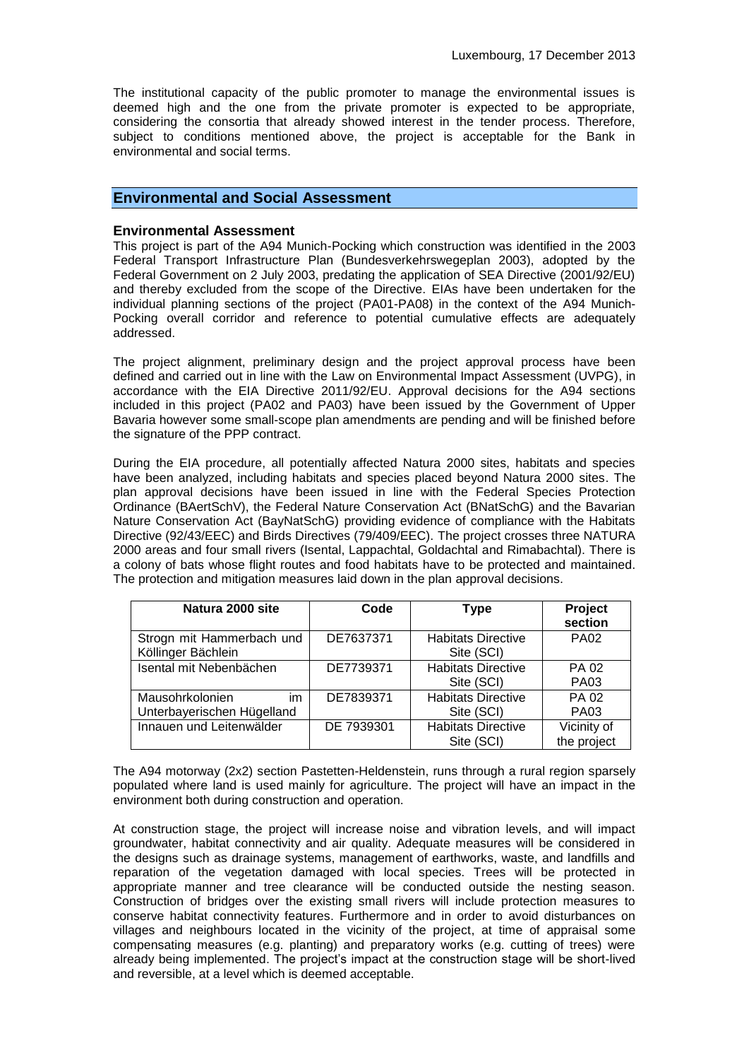Luxembourg, 17 December 2013

The institutional capacity of the public promoter to manage the environmental issues is deemed high and the one from the private promoter is expected to be appropriate, considering the consortia that already showed interest in the tender process. Therefore, subject to conditions mentioned above, the project is acceptable for the Bank in environmental and social terms.

## Environmental and Social Assessment

### Environmental Assessment

This project is part of the A94 Munich-Pocking which construction was identified in the 2003 Federal Transport Infrastructure Plan (Bundesverkehrswegeplan 2003), adopted by the Federal Government on 2 July 2003, predating the application of SEA Directive (2001/92/EU) and thereby excluded from the scope of the Directive. EIAs have been undertaken for the individual planning sections of the project (PA01-PA08) in the context of the A94 Munich-Pocking overall corridor and reference to potential cumulative effects are adequately addressed.

The project alignment, preliminary design and the project approval process have been defined and carried out in line with the Law on Environmental Impact Assessment (UVPG), in accordance with the EIA Directive 2011/92/EU. Approval decisions for the A94 sections included in this project (PA02 and PA03) have been issued by the Government of Upper Bavaria however some small-scope plan amendments are pending and will be finished before the signature of the PPP contract.

During the EIA procedure, all potentially affected Natura 2000 sites, habitats and species have been analyzed, including habitats and species placed beyond Natura 2000 sites. The plan approval decisions have been issued in line with the Federal Species Protection Ordinance (BAertSchV), the Federal Nature Conservation Act (BNatSchG) and the Bavarian Nature Conservation Act (BayNatSchG) providing evidence of compliance with the Habitats Directive (92/43/EEC) and Birds Directives (79/409/EEC). The project crosses three NATURA 2000 areas and four small rivers (Isental, Lappachtal, Goldachtal and Rimabachtal). There is a colony of bats whose flight routes and food habitats have to be protected and maintained. The protection and mitigation measures laid down in the plan approval decisions.

| Natura 2000 site | Code | Type | Project section |
|---|---|---|---|
| Strogn mit Hammerbach und Köllinger Bächlein | DE7637371 | Habitats Directive Site (SCI) | PA02 |
| Isental mit Nebenbächen | DE7739371 | Habitats Directive Site (SCI) | PA 02 PA03 |
| Mausohrkolonien im Unterbayerischen Hügelland | DE7839371 | Habitats Directive Site (SCI) | PA 02 PA03 |
| Innauen und Leitenwälder | DE 7939301 | Habitats Directive Site (SCI) | Vicinity of the project |

The A94 motorway (2x2) section Pastetten-Heldenstein, runs through a rural region sparsely populated where land is used mainly for agriculture. The project will have an impact in the environment both during construction and operation.

At construction stage, the project will increase noise and vibration levels, and will impact groundwater, habitat connectivity and air quality. Adequate measures will be considered in the designs such as drainage systems, management of earthworks, waste, and landfills and reparation of the vegetation damaged with local species. Trees will be protected in appropriate manner and tree clearance will be conducted outside the nesting season. Construction of bridges over the existing small rivers will include protection measures to conserve habitat connectivity features. Furthermore and in order to avoid disturbances on villages and neighbours located in the vicinity of the project, at time of appraisal some compensating measures (e.g. planting) and preparatory works (e.g. cutting of trees) were already being implemented. The project's impact at the construction stage will be short-lived and reversible, at a level which is deemed acceptable.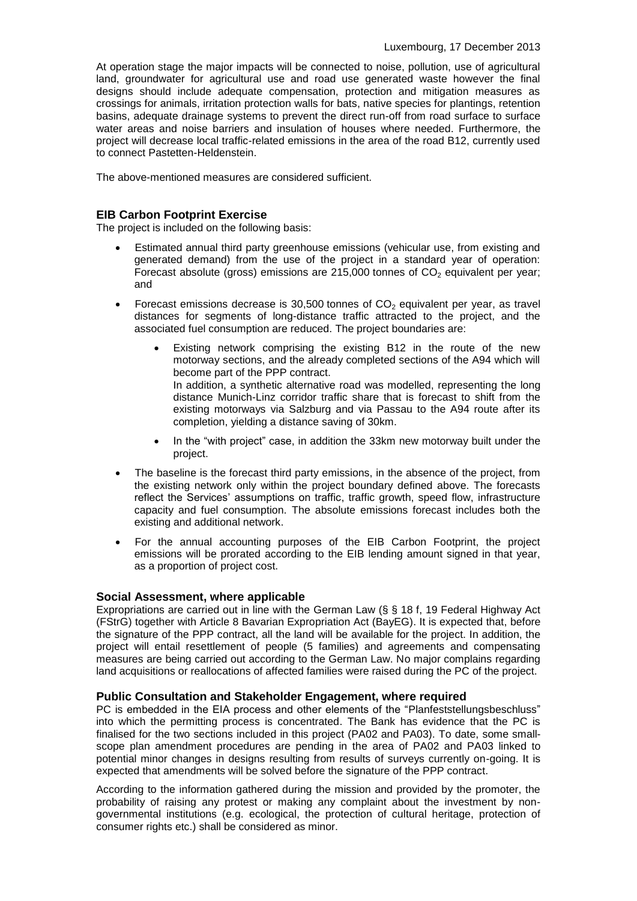Luxembourg, 17 December 2013

At operation stage the major impacts will be connected to noise, pollution, use of agricultural land, groundwater for agricultural use and road use generated waste however the final designs should include adequate compensation, protection and mitigation measures as crossings for animals, irritation protection walls for bats, native species for plantings, retention basins, adequate drainage systems to prevent the direct run-off from road surface to surface water areas and noise barriers and insulation of houses where needed. Furthermore, the project will decrease local traffic-related emissions in the area of the road B12, currently used to connect Pastetten-Heldenstein.

The above-mentioned measures are considered sufficient.

### EIB Carbon Footprint Exercise

The project is included on the following basis:

- Estimated annual third party greenhouse emissions (vehicular use, from existing and generated demand) from the use of the project in a standard year of operation: Forecast absolute (gross) emissions are 215,000 tonnes of $CO_2$ equivalent per year; and
- Forecast emissions decrease is 30,500 tonnes of $CO_2$ equivalent per year, as travel distances for segments of long-distance traffic attracted to the project, and the associated fuel consumption are reduced. The project boundaries are:
  - Existing network comprising the existing B12 in the route of the new motorway sections, and the already completed sections of the A94 which will become part of the PPP contract.
    In addition, a synthetic alternative road was modelled, representing the long distance Munich-Linz corridor traffic share that is forecast to shift from the existing motorways via Salzburg and via Passau to the A94 route after its completion, yielding a distance saving of 30km.
  - In the "with project" case, in addition the 33km new motorway built under the project.
- The baseline is the forecast third party emissions, in the absence of the project, from the existing network only within the project boundary defined above. The forecasts reflect the Services' assumptions on traffic, traffic growth, speed flow, infrastructure capacity and fuel consumption. The absolute emissions forecast includes both the existing and additional network.
- For the annual accounting purposes of the EIB Carbon Footprint, the project emissions will be prorated according to the EIB lending amount signed in that year, as a proportion of project cost.

### Social Assessment, where applicable

Expropriations are carried out in line with the German Law (§ § 18 f, 19 Federal Highway Act (FStrG) together with Article 8 Bavarian Expropriation Act (BayEG). It is expected that, before the signature of the PPP contract, all the land will be available for the project. In addition, the project will entail resettlement of people (5 families) and agreements and compensating measures are being carried out according to the German Law. No major complains regarding land acquisitions or reallocations of affected families were raised during the PC of the project.

### Public Consultation and Stakeholder Engagement, where required

PC is embedded in the EIA process and other elements of the "Planfeststellungsbeschluss" into which the permitting process is concentrated. The Bank has evidence that the PC is finalised for the two sections included in this project (PA02 and PA03). To date, some small-scope plan amendment procedures are pending in the area of PA02 and PA03 linked to potential minor changes in designs resulting from results of surveys currently on-going. It is expected that amendments will be solved before the signature of the PPP contract.

According to the information gathered during the mission and provided by the promoter, the probability of raising any protest or making any complaint about the investment by non-governmental institutions (e.g. ecological, the protection of cultural heritage, protection of consumer rights etc.) shall be considered as minor.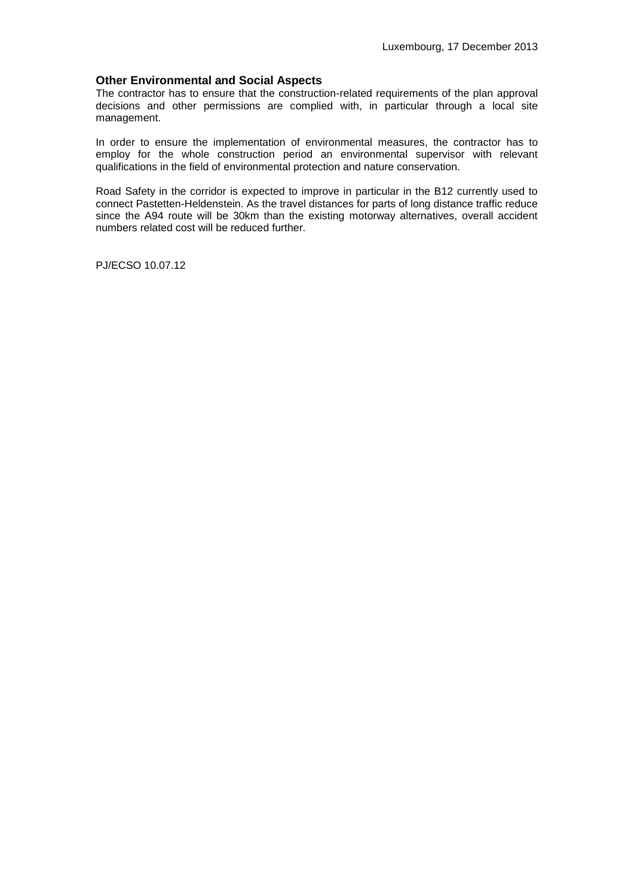Luxembourg, 17 December 2013

### Other Environmental and Social Aspects

The contractor has to ensure that the construction-related requirements of the plan approval decisions and other permissions are complied with, in particular through a local site management.

In order to ensure the implementation of environmental measures, the contractor has to employ for the whole construction period an environmental supervisor with relevant qualifications in the field of environmental protection and nature conservation.

Road Safety in the corridor is expected to improve in particular in the B12 currently used to connect Pastetten-Heldenstein. As the travel distances for parts of long distance traffic reduce since the A94 route will be 30km than the existing motorway alternatives, overall accident numbers related cost will be reduced further.

PJ/ECSO 10.07.12